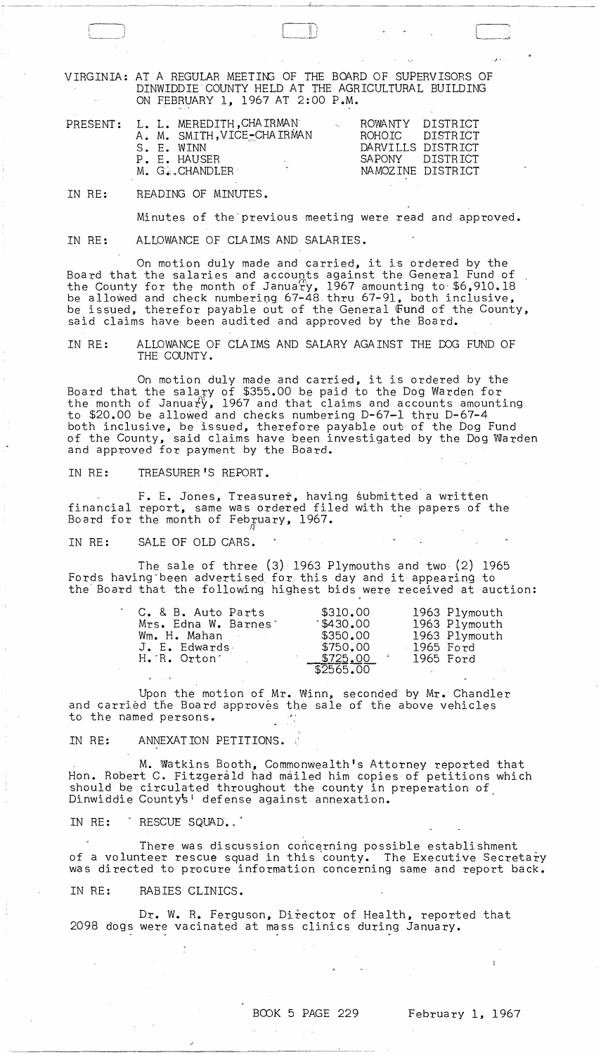VIRGINIA: AT A REGULAR MEETING OF THE BOARD OF SUPERVISORS OF DINWIDDIE COUNTY HELD AT THE AGRICULTURAL BUILDING ON FEBRUARY 1, 1967 AT 2:00 P.M.

| PRESENT: | | |
|---|---|---|
| | L. L. MEREDITH, CHAIRMAN | ROWANTY DISTRICT |
| | A. M. SMITH, VICE-CHAIRMAN | ROHOIC DISTRICT |
| | S. E. WINN | DARVILLS DISTRICT |
| | P. E. HAUSER | SAPONY DISTRICT |
| | M. G. CHANDLER | NAMOZINE DISTRICT |

IN RE: READING OF MINUTES.

Minutes of the previous meeting were read and approved.

IN RE: ALLOWANCE OF CLAIMS AND SALARIES.

On motion duly made and carried, it is ordered by the Board that the salaries and accounts against the General Fund of the County for the month of January, 1967 amounting to $6,910.18 be allowed and check numbering 67-48 thru 67-91, both inclusive, be issued, therefor payable out of the General Fund of the County, said claims have been audited and approved by the Board.

IN RE: ALLOWANCE OF CLAIMS AND SALARY AGAINST THE DOG FUND OF THE COUNTY.

On motion duly made and carried, it is ordered by the Board that the salary of $355.00 be paid to the Dog Warden for the month of January, 1967 and that claims and accounts amounting to $20.00 be allowed and checks numbering D-67-1 thru D-67-4 both inclusive, be issued, therefore payable out of the Dog Fund of the County, said claims have been investigated by the Dog Warden and approved for payment by the Board.

IN RE: TREASURER'S REPORT.

F. E. Jones, Treasurer, having submitted a written financial report, same was ordered filed with the papers of the Board for the month of February, 1967.

IN RE: SALE OF OLD CARS.

The sale of three (3) 1963 Plymouths and two (2) 1965 Fords having been advertised for this day and it appearing to the Board that the following highest bids were received at auction:

| | | |
|---|---|---|
| C. & B. Auto Parts | $310.00 | 1963 Plymouth |
| Mrs. Edna W. Barnes | $430.00 | 1963 Plymouth |
| Wm. H. Mahan | $350.00 | 1963 Plymouth |
| J. E. Edwards | $750.00 | 1965 Ford |
| H. R. Orton | $725.00 | 1965 Ford |
| | $2565.00 | |

Upon the motion of Mr. Winn, seconded by Mr. Chandler and carried the Board approves the sale of the above vehicles to the named persons.

IN RE: ANNEXATION PETITIONS.

M. Watkins Booth, Commonwealth's Attorney reported that Hon. Robert C. Fitzgerald had mailed him copies of petitions which should be circulated throughout the county in preperation of Dinwiddie County's defense against annexation.

IN RE: RESCUE SQUAD.

There was discussion concerning possible establishment of a volunteer rescue squad in this county. The Executive Secretary was directed to procure information concerning same and report back.

IN RE: RABIES CLINICS.

Dr. W. R. Ferguson, Director of Health, reported that 2098 dogs were vacinated at mass clinics during January.

BOOK 5 PAGE 229 February 1, 1967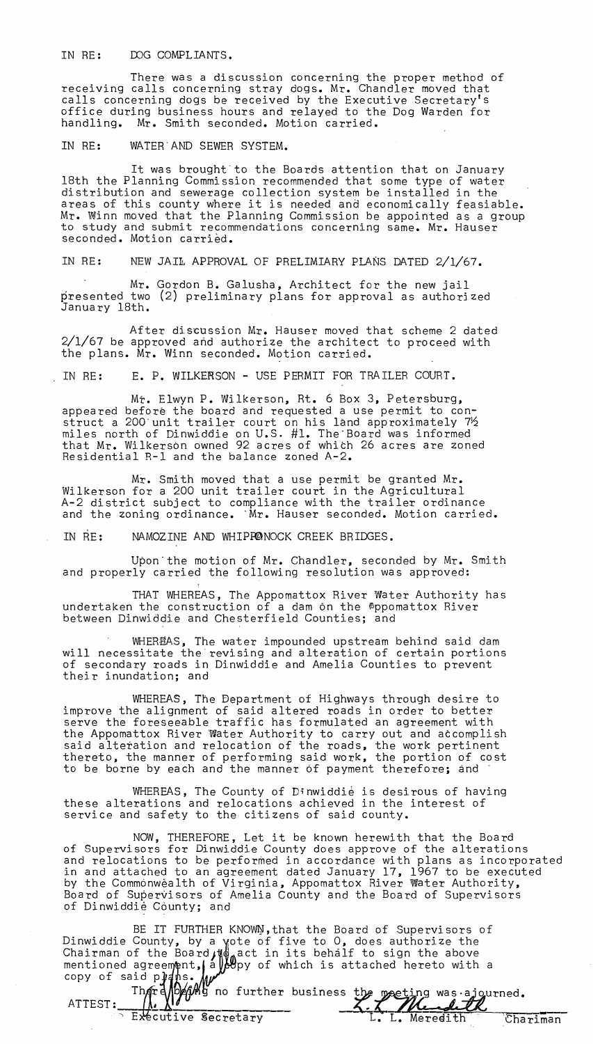IN RE: DOG COMPLIANTS.

There was a discussion concerning the proper method of receiving calls concerning stray dogs. Mr. Chandler moved that calls concerning dogs be received by the Executive Secretary's office during business hours and relayed to the Dog Warden for handling. Mr. Smith seconded. Motion carried.

IN RE: WATER AND SEWER SYSTEM.

It was brought to the Boards attention that on January 18th the Planning Commission recommended that some type of water distribution and sewerage collection system be installed in the areas of this county where it is needed and economically feasiable. Mr. Winn moved that the Planning Commission be appointed as a group to study and submit recommendations concerning same. Mr. Hauser seconded. Motion carried.

IN RE: NEW JAIL APPROVAL OF PRELIMIARY PLANS DATED 2/1/67.

Mr. Gordon B. Galusha, Architect for the new jail presented two (2) preliminary plans for approval as authorized January 18th.

After discussion Mr. Hauser moved that scheme 2 dated 2/1/67 be approved and authorize the architect to proceed with the plans. Mr. Winn seconded. Motion carried.

IN RE: E. P. WILKERSON - USE PERMIT FOR TRAILER COURT.

Mr. Elwyn P. Wilkerson, Rt. 6 Box 3, Petersburg, appeared before the board and requested a use permit to construct a 200 unit trailer court on his land approximately 7½ miles north of Dinwiddie on U.S. #1. The Board was informed that Mr. Wilkerson owned 92 acres of which 26 acres are zoned Residential R-1 and the balance zoned A-2.

Mr. Smith moved that a use permit be granted Mr. Wilkerson for a 200 unit trailer court in the Agricultural A-2 district subject to compliance with the trailer ordinance and the zoning ordinance. Mr. Hauser seconded. Motion carried.

IN RE: NAMOZINE AND WHIPPONOCK CREEK BRIDGES.

Upon the motion of Mr. Chandler, seconded by Mr. Smith and properly carried the following resolution was approved:

THAT WHEREAS, The Appomattox River Water Authority has undertaken the construction of a dam on the Appomattox River between Dinwiddie and Chesterfield Counties; and

WHEREAS, The water impounded upstream behind said dam will necessitate the revising and alteration of certain portions of secondary roads in Dinwiddie and Amelia Counties to prevent their inundation; and

WHEREAS, The Department of Highways through desire to improve the alignment of said altered roads in order to better serve the foreseeable traffic has formulated an agreement with the Appomattox River Water Authority to carry out and accomplish said alteration and relocation of the roads, the work pertinent thereto, the manner of performing said work, the portion of cost to be borne by each and the manner of payment therefore; and

WHEREAS, The County of Dinwiddie is desirous of having these alterations and relocations achieved in the interest of service and safety to the citizens of said county.

NOW, THEREFORE, Let it be known herewith that the Board of Supervisors for Dinwiddie County does approve of the alterations and relocations to be performed in accordance with plans as incorporated in and attached to an agreement dated January 17, 1967 to be executed by the Commonwealth of Virginia, Appomattox River Water Authority, Board of Supervisors of Amelia County and the Board of Supervisors of Dinwiddie County; and

BE IT FURTHER KNOWN, that the Board of Supervisors of Dinwiddie County, by a vote of five to 0, does authorize the Chairman of the Board, to act in its behalf to sign the above mentioned agreement, a copy of which is attached hereto with a copy of said plans.

There being no further business the meeting was ajourned.

ATTEST: ______________________ Executive Secretary

______________________ L. L. Meredith Chariman